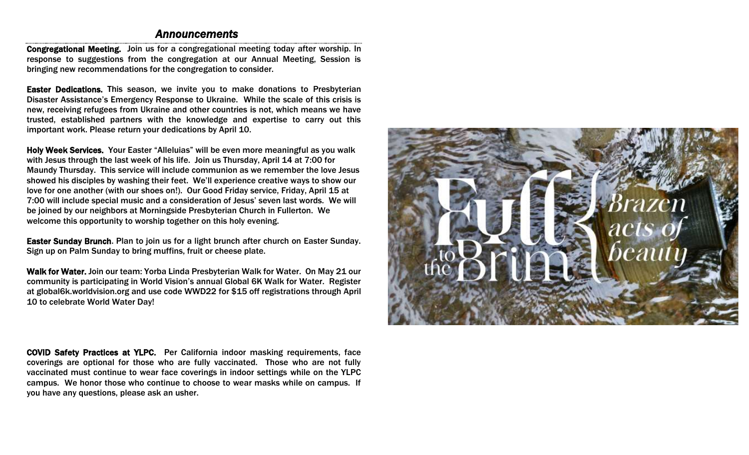## *Announcements*

**Congregational Meeting.** Join us for a congregational meeting today after worship. In response to suggestions from the congregation at our Annual Meeting, Session is bringing new recommendations for the congregation to consider.

**Easter Dedications.** This season, we invite you to make donations to Presbyterian Disaster Assistance's Emergency Response to Ukraine. While the scale of this crisis is new, receiving refugees from Ukraine and other countries is not, which means we have trusted, established partners with the knowledge and expertise to carry out this important work. Please return your dedications by April 10.

**Holy Week Services.** Your Easter "Alleluias" will be even more meaningful as you walk with Jesus through the last week of his life. Join us Thursday, April 14 at 7:00 for Maundy Thursday. This service will include communion as we remember the love Jesus showed his disciples by washing their feet. We'll experience creative ways to show our love for one another (with our shoes on!). Our Good Friday service, Friday, April 15 at 7:00 will include special music and a consideration of Jesus' seven last words. We will be joined by our neighbors at Morningside Presbyterian Church in Fullerton. We welcome this opportunity to worship together on this holy evening.

**Easter Sunday Brunch**. Plan to join us for a light brunch after church on Easter Sunday. Sign up on Palm Sunday to bring muffins, fruit or cheese plate.

**Walk for Water.** Join our team: Yorba Linda Presbyterian Walk for Water. On May 21 our community is participating in World Vision's annual Global 6K Walk for Water. Register at global6k.worldvision.org and use code WWD22 for $15 off registrations through April 10 to celebrate World Water Day!

**COVID Safety Practices at YLPC.** Per California indoor masking requirements, face coverings are optional for those who are fully vaccinated. Those who are not fully vaccinated must continue to wear face coverings in indoor settings while on the YLPC campus. We honor those who continue to choose to wear masks while on campus. If you have any questions, please ask an usher.

Full to the Brim { Brazen acts of beauty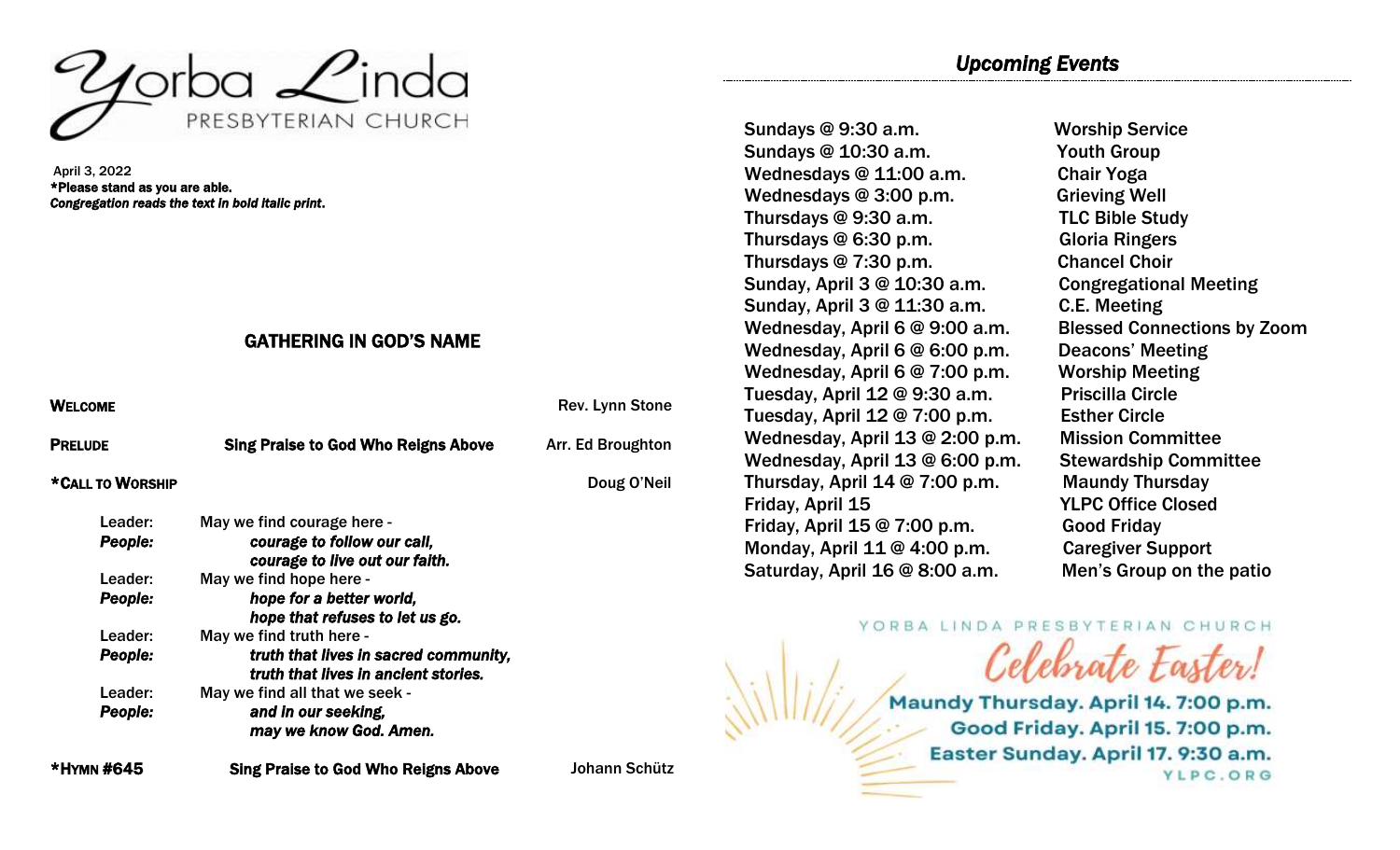Yorba Linda
PRESBYTERIAN CHURCH

April 3, 2022
***Please stand as you are able.**
***Congregation reads the text in bold italic print.***

## GATHERING IN GOD'S NAME

**WELCOME** Rev. Lynn Stone

**PRELUDE** **Sing Praise to God Who Reigns Above** Arr. Ed Broughton

***CALL TO WORSHIP** Doug O'Neil

Leader: May we find courage here -
***People: courage to follow our call,***
***courage to live out our faith.***
Leader: May we find hope here -
***People: hope for a better world,***
***hope that refuses to let us go.***
Leader: May we find truth here -
***People: truth that lives in sacred community,***
***truth that lives in ancient stories.***
Leader: May we find all that we seek -
***People: and in our seeking,***
***may we know God. Amen.***

***HYMN #645** **Sing Praise to God Who Reigns Above** Johann Schütz

## *Upcoming Events*

| | |
|---|---|
| Sundays @ 9:30 a.m. | Worship Service |
| Sundays @ 10:30 a.m. | Youth Group |
| Wednesdays @ 11:00 a.m. | Chair Yoga |
| Wednesdays @ 3:00 p.m. | Grieving Well |
| Thursdays @ 9:30 a.m. | TLC Bible Study |
| Thursdays @ 6:30 p.m. | Gloria Ringers |
| Thursdays @ 7:30 p.m. | Chancel Choir |
| Sunday, April 3 @ 10:30 a.m. | Congregational Meeting |
| Sunday, April 3 @ 11:30 a.m. | C.E. Meeting |
| Wednesday, April 6 @ 9:00 a.m. | Blessed Connections by Zoom |
| Wednesday, April 6 @ 6:00 p.m. | Deacons' Meeting |
| Wednesday, April 6 @ 7:00 p.m. | Worship Meeting |
| Tuesday, April 12 @ 9:30 a.m. | Priscilla Circle |
| Tuesday, April 12 @ 7:00 p.m. | Esther Circle |
| Wednesday, April 13 @ 2:00 p.m. | Mission Committee |
| Wednesday, April 13 @ 6:00 p.m. | Stewardship Committee |
| Thursday, April 14 @ 7:00 p.m. | Maundy Thursday |
| Friday, April 15 | YLPC Office Closed |
| Friday, April 15 @ 7:00 p.m. | Good Friday |
| Monday, April 11 @ 4:00 p.m. | Caregiver Support |
| Saturday, April 16 @ 8:00 a.m. | Men's Group on the patio |

YORBA LINDA PRESBYTERIAN CHURCH

*Celebrate Easter!*

**Maundy Thursday. April 14. 7:00 p.m.**
**Good Friday. April 15. 7:00 p.m.**
**Easter Sunday. April 17. 9:30 a.m.**
YLPC.ORG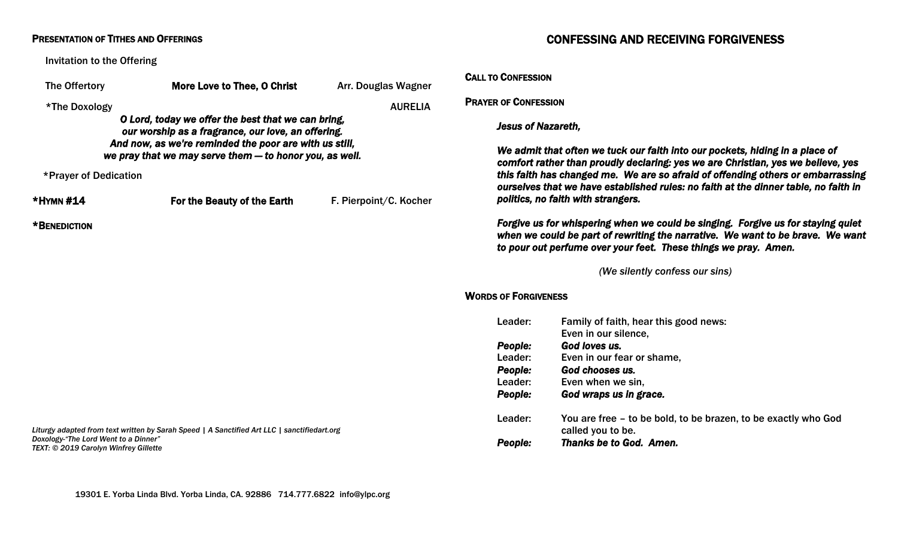## Presentation of Tithes and Offerings

Invitation to the Offering

The Offertory — **More Love to Thee, O Christ** — Arr. Douglas Wagner

*The Doxology — AURELIA

***O Lord, today we offer the best that we can bring,***
***our worship as a fragrance, our love, an offering.***
***And now, as we're reminded the poor are with us still,***
***we pray that we may serve them — to honor you, as well.***

*Prayer of Dedication

**\*Hymn #14** — **For the Beauty of the Earth** — F. Pierpoint/C. Kocher

**\*Benediction**

*Liturgy adapted from text written by Sarah Speed | A Sanctified Art LLC | sanctifiedart.org*
*Doxology-"The Lord Went to a Dinner"*
*TEXT: © 2019 Carolyn Winfrey Gillette*

19301 E. Yorba Linda Blvd. Yorba Linda, CA. 92886 714.777.6822 info@ylpc.org

## CONFESSING AND RECEIVING FORGIVENESS

**Call to Confession**

**Prayer of Confession**

***Jesus of Nazareth,***

***We admit that often we tuck our faith into our pockets, hiding in a place of comfort rather than proudly declaring: yes we are Christian, yes we believe, yes this faith has changed me. We are so afraid of offending others or embarrassing ourselves that we have established rules: no faith at the dinner table, no faith in politics, no faith with strangers.***

***Forgive us for whispering when we could be singing. Forgive us for staying quiet when we could be part of rewriting the narrative. We want to be brave. We want to pour out perfume over your feet. These things we pray. Amen.***

*(We silently confess our sins)*

**Words of Forgiveness**

Leader: Family of faith, hear this good news:
Even in our silence,
***People: God loves us.***
Leader: Even in our fear or shame,
***People: God chooses us.***
Leader: Even when we sin,
***People: God wraps us in grace.***

Leader: You are free – to be bold, to be brazen, to be exactly who God called you to be.
***People: Thanks be to God. Amen.***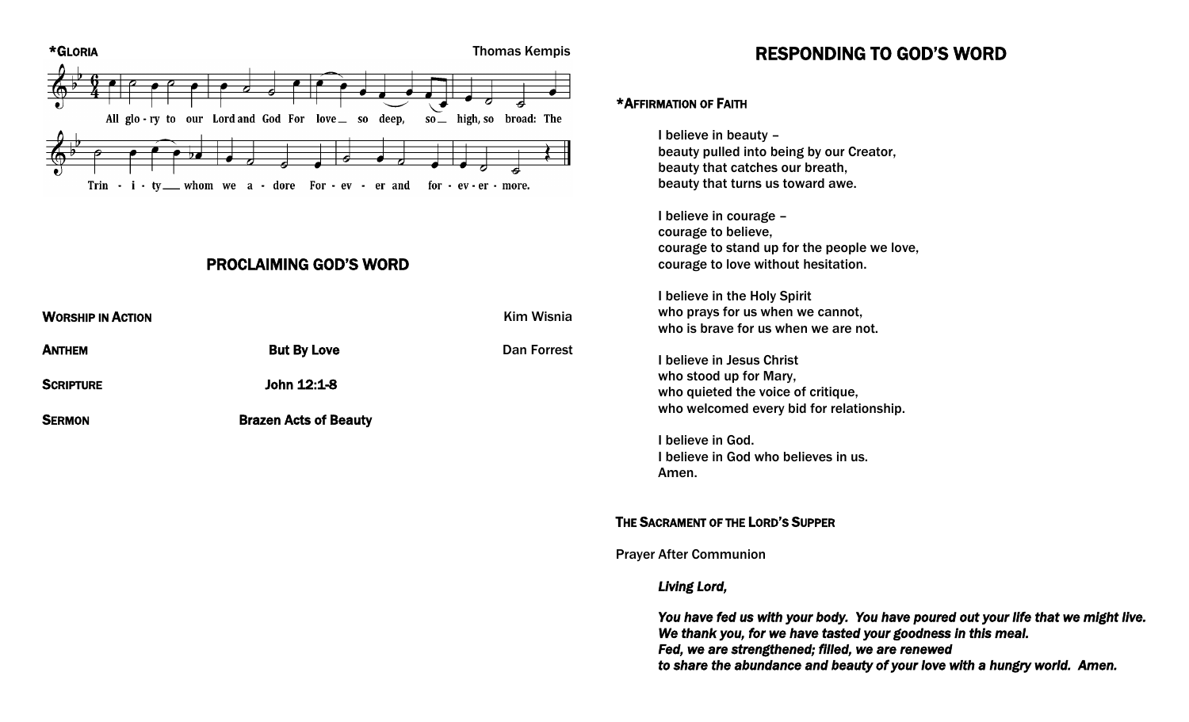*GLORIA Thomas Kempis

All glo - ry to our Lord and God For love so deep, so high, so broad: The Trin - i - ty whom we a - dore For - ev - er and for - ev - er - more.

## PROCLAIMING GOD'S WORD

**WORSHIP IN ACTION** Kim Wisnia

**ANTHEM** **But By Love** Dan Forrest

**SCRIPTURE** **John 12:1-8**

**SERMON** **Brazen Acts of Beauty**

## RESPONDING TO GOD'S WORD

**\*AFFIRMATION OF FAITH**

I believe in beauty –
beauty pulled into being by our Creator,
beauty that catches our breath,
beauty that turns us toward awe.

I believe in courage –
courage to believe,
courage to stand up for the people we love,
courage to love without hesitation.

I believe in the Holy Spirit
who prays for us when we cannot,
who is brave for us when we are not.

I believe in Jesus Christ
who stood up for Mary,
who quieted the voice of critique,
who welcomed every bid for relationship.

I believe in God.
I believe in God who believes in us.
Amen.

**THE SACRAMENT OF THE LORD'S SUPPER**

Prayer After Communion

***Living Lord,***

***You have fed us with your body. You have poured out your life that we might live.***
***We thank you, for we have tasted your goodness in this meal.***
***Fed, we are strengthened; filled, we are renewed***
***to share the abundance and beauty of your love with a hungry world. Amen.***